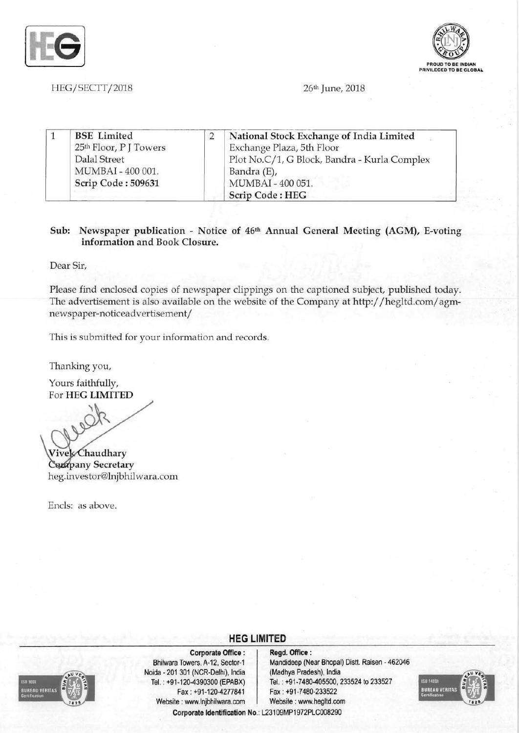HEG/SECTT/2018

26th June, 2018

| 1 | BSE Limited<br>25th Floor, P J Towers<br>Dalal Street<br>MUMBAI - 400 001.<br>**Scrip Code : 509631** | 2 | **National Stock Exchange of India Limited**<br>Exchange Plaza, 5th Floor<br>Plot No.C/1, G Block, Bandra - Kurla Complex<br>Bandra (E),<br>MUMBAI - 400 051.<br>**Scrip Code : HEG** |
|---|---|---|---|

**Sub: Newspaper publication - Notice of 46th Annual General Meeting (AGM), E-voting information and Book Closure.**

Dear Sir,

Please find enclosed copies of newspaper clippings on the captioned subject, published today. The advertisement is also available on the website of the Company at http://hegltd.com/agm-newspaper-noticeadvertisement/

This is submitted for your information and records.

Thanking you,

Yours faithfully,
For **HEG LIMITED**

**Vivek Chaudhary**
**Company Secretary**
heg.investor@lnjbhilwara.com

Encls: as above.

**HEG LIMITED**

**Corporate Office :**
Bhilwara Towers, A-12, Sector-1
Noida - 201 301 (NCR-Delhi), India
Tel. : +91-120-4390300 (EPABX)
Fax : +91-120-4277841
Website : www.lnjbhilwara.com

**Regd. Office :**
Mandideep (Near Bhopal) Distt. Raisen - 462046
(Madhya Pradesh), India
Tel. : +91-7480-405500, 233524 to 233527
Fax : +91-7480-233522
Website : www.hegltd.com

**Corporate Identification No.:** L23109MP1972PLC008290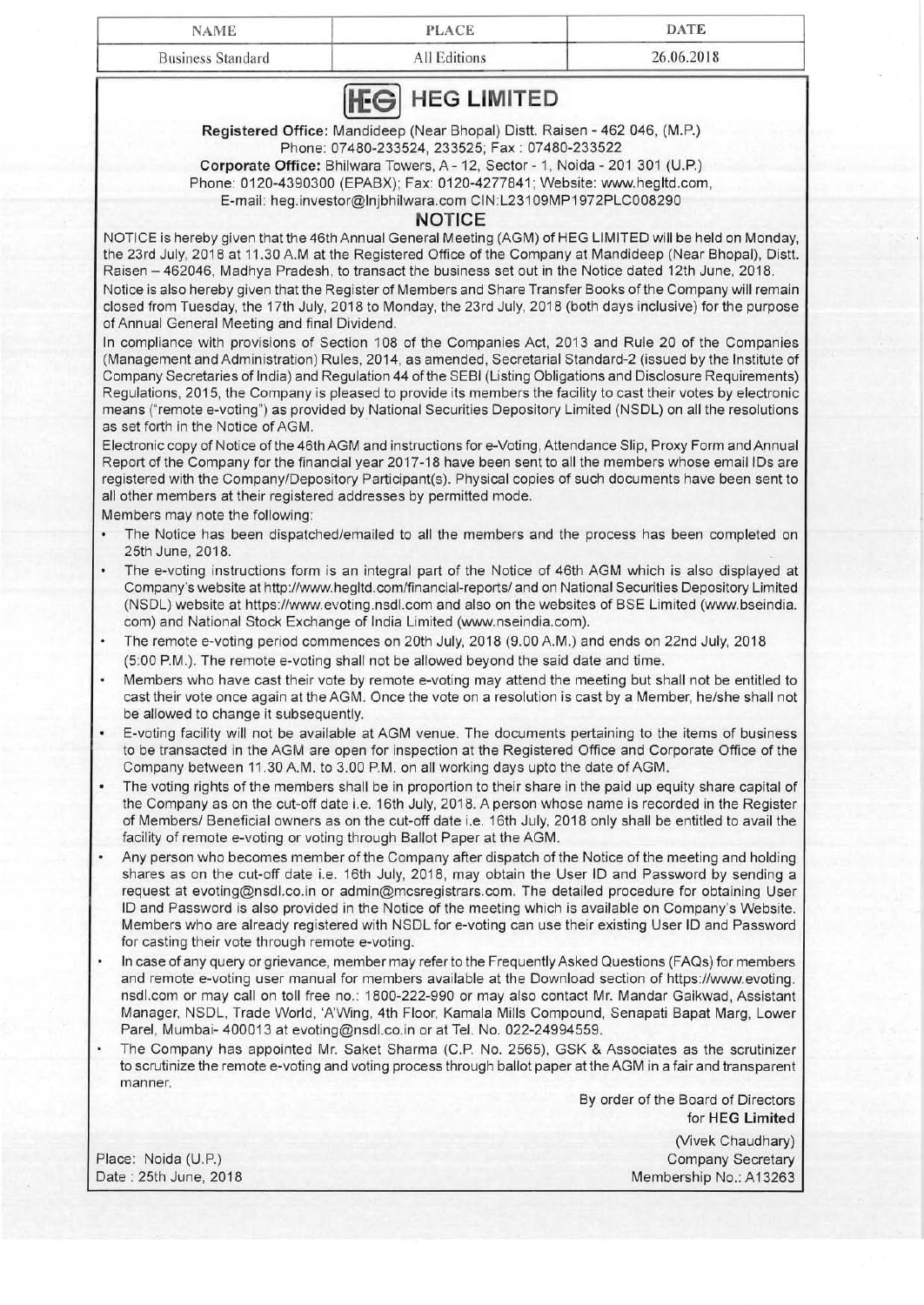| NAME | PLACE | DATE |
|---|---|---|
| Business Standard | All Editions | 26.06.2018 |

# HEG LIMITED

**Registered Office:** Mandideep (Near Bhopal) Distt. Raisen - 462 046, (M.P.)
Phone: 07480-233524, 233525; Fax : 07480-233522
**Corporate Office:** Bhilwara Towers, A - 12, Sector - 1, Noida - 201 301 (U.P.)
Phone: 0120-4390300 (EPABX); Fax: 0120-4277841; Website: www.hegltd.com,
E-mail: heg.investor@lnjbhilwara.com CIN:L23109MP1972PLC008290

## NOTICE

NOTICE is hereby given that the 46th Annual General Meeting (AGM) of HEG LIMITED will be held on Monday, the 23rd July, 2018 at 11.30 A.M at the Registered Office of the Company at Mandideep (Near Bhopal), Distt. Raisen – 462046, Madhya Pradesh, to transact the business set out in the Notice dated 12th June, 2018.

Notice is also hereby given that the Register of Members and Share Transfer Books of the Company will remain closed from Tuesday, the 17th July, 2018 to Monday, the 23rd July, 2018 (both days inclusive) for the purpose of Annual General Meeting and final Dividend.

In compliance with provisions of Section 108 of the Companies Act, 2013 and Rule 20 of the Companies (Management and Administration) Rules, 2014, as amended, Secretarial Standard-2 (issued by the Institute of Company Secretaries of India) and Regulation 44 of the SEBI (Listing Obligations and Disclosure Requirements) Regulations, 2015, the Company is pleased to provide its members the facility to cast their votes by electronic means ("remote e-voting") as provided by National Securities Depository Limited (NSDL) on all the resolutions as set forth in the Notice of AGM.

Electronic copy of Notice of the 46th AGM and instructions for e-Voting, Attendance Slip, Proxy Form and Annual Report of the Company for the financial year 2017-18 have been sent to all the members whose email IDs are registered with the Company/Depository Participant(s). Physical copies of such documents have been sent to all other members at their registered addresses by permitted mode.

Members may note the following:

- The Notice has been dispatched/emailed to all the members and the process has been completed on 25th June, 2018.
- The e-voting instructions form is an integral part of the Notice of 46th AGM which is also displayed at Company's website at http://www.hegltd.com/financial-reports/ and on National Securities Depository Limited (NSDL) website at https://www.evoting.nsdl.com and also on the websites of BSE Limited (www.bseindia.com) and National Stock Exchange of India Limited (www.nseindia.com).
- The remote e-voting period commences on 20th July, 2018 (9.00 A.M.) and ends on 22nd July, 2018 (5:00 P.M.). The remote e-voting shall not be allowed beyond the said date and time.
- Members who have cast their vote by remote e-voting may attend the meeting but shall not be entitled to cast their vote once again at the AGM. Once the vote on a resolution is cast by a Member, he/she shall not be allowed to change it subsequently.
- E-voting facility will not be available at AGM venue. The documents pertaining to the items of business to be transacted in the AGM are open for inspection at the Registered Office and Corporate Office of the Company between 11.30 A.M. to 3.00 P.M. on all working days upto the date of AGM.
- The voting rights of the members shall be in proportion to their share in the paid up equity share capital of the Company as on the cut-off date i.e. 16th July, 2018. A person whose name is recorded in the Register of Members/ Beneficial owners as on the cut-off date i.e. 16th July, 2018 only shall be entitled to avail the facility of remote e-voting or voting through Ballot Paper at the AGM.
- Any person who becomes member of the Company after dispatch of the Notice of the meeting and holding shares as on the cut-off date i.e. 16th July, 2018, may obtain the User ID and Password by sending a request at evoting@nsdl.co.in or admin@mcsregistrars.com. The detailed procedure for obtaining User ID and Password is also provided in the Notice of the meeting which is available on Company's Website. Members who are already registered with NSDL for e-voting can use their existing User ID and Password for casting their vote through remote e-voting.
- In case of any query or grievance, member may refer to the Frequently Asked Questions (FAQs) for members and remote e-voting user manual for members available at the Download section of https://www.evoting.nsdl.com or may call on toll free no.: 1800-222-990 or may also contact Mr. Mandar Gaikwad, Assistant Manager, NSDL, Trade World, 'A'Wing, 4th Floor, Kamala Mills Compound, Senapati Bapat Marg, Lower Parel, Mumbai- 400013 at evoting@nsdl.co.in or at Tel. No. 022-24994559.
- The Company has appointed Mr. Saket Sharma (C.P. No. 2565), GSK & Associates as the scrutinizer to scrutinize the remote e-voting and voting process through ballot paper at the AGM in a fair and transparent manner.

By order of the Board of Directors
for **HEG Limited**

(Vivek Chaudhary)
Company Secretary
Membership No.: A13263

Place: Noida (U.P.)
Date : 25th June, 2018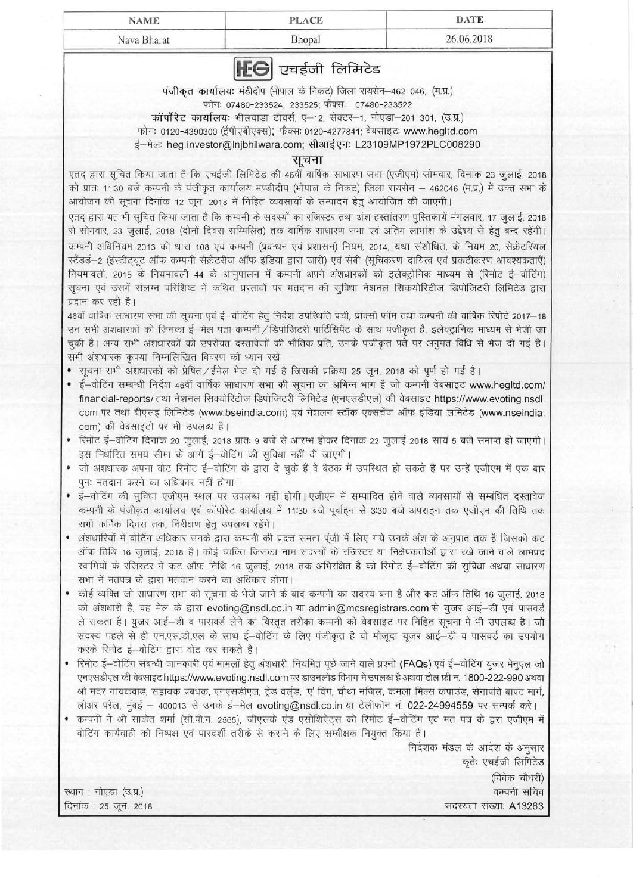| NAME | PLACE | DATE |
| --- | --- | --- |
| Nava Bharat | Bhopal | 26.06.2018 |

# HEG एचईजी लिमिटेड

पंजीकृत कार्यालयः मंडीदीप (भोपाल के निकट) जिला रायसेन–462 046, (म.प्र.)
फोनः 07480-233524, 233525; फैक्सः 07480-233522
कॉर्पोरेट कार्यालयः भीलवाड़ा टॉवर्स, ए–12, सेक्टर–1, नोएडा–201 301, (उ.प्र.)
फोनः 0120-4390300 (ईपीएबीएक्स); फैक्सः 0120-4277841; वेबसाइटः www.hegltd.com
ई–मेलः heg.investor@lnjbhilwara.com; सीआईएनः L23109MP1972PLC008290

## सूचना

एतद् द्वारा सूचित किया जाता है कि एचईजी लिमिटेड की 46वीं वार्षिक साधारण सभा (एजीएम) सोमवार, दिनांक 23 जुलाई, 2018 को प्रातः 11:30 बजे कम्पनी के पंजीकृत कार्यालय मण्डीदीप (भोपाल के निकट) जिला रायसेन – 462046 (म.प्र.) में उक्त सभा के आयोजन की सूचना दिनांक 12 जून, 2018 में निहित व्यवसायों के सम्पादन हेतु आयोजित की जाएगी।

एतद् द्वारा यह भी सूचित किया जाता है कि कम्पनी के सदस्यों का रजिस्टर तथा अंश हस्तांतरण पुस्तिकायें मंगलवार, 17 जुलाई, 2018 से सोमवार, 23 जुलाई, 2018 (दोनों दिवस सम्मिलित) तक वार्षिक साधारण सभा एवं अंतिम लाभांश के उद्देश्य से हेतु बन्द रहेंगी।

कम्पनी अधिनियम 2013 की धारा 108 एवं कम्पनी (प्रबंधन एवं प्रशासन) नियम, 2014, यथा संशोधित, के नियम 20, सेक्रेटेरियल स्टैंडर्ड–2 (इंस्टीट्यूट ऑफ कम्पनी सेक्रेटरीज ऑफ इंडिया द्वारा जारी) एवं सेबी (सूचिकरण दायित्व एवं प्रकटीकरण आवश्यकताएँ) नियमावली, 2015 के नियमावली 44 के आनुपालन में कम्पनी अपने अंशधारकों को इलेक्ट्रोनिक माध्यम से (रिमोट ई–वोटिंग) सूचना एवं उसमें संलग्न परिशिष्ट में कथित प्रस्तावों पर मतदान की सुविधा नेशनल सिक्योरिटीज डिपोजिटरी लिमिटेड द्वारा प्रदान कर रही है।

46वीं वार्षिक साधारण सभा की सूचना एवं ई–वोटिंग हेतु निर्देश उपस्थिति पर्ची, प्रॉक्सी फॉर्म तथा कम्पनी की वार्षिक रिपोर्ट 2017–18 उन सभी अंशधारकों को जिनका ई–मेल पता कम्पनी/डिपोजिटरी पार्टिसिपेंट के साथ पंजीकृत है, इलेक्ट्रानिक माध्यम से भेजी जा चुकी है। अन्य सभी अंशधारकों को उपरोक्त दस्तावेजों की भौतिक प्रति, उनके पंजीकृत पते पर अनुमत विधि से भेज दी गई है। सभी अंशधारक कृपया निम्नलिखित विवरण को ध्यान रखेः

- सूचना सभी अंशधारकों को प्रेषित/ईमेल भेज दी गई है जिसकी प्रक्रिया 25 जून, 2018 को पूर्ण हो गई है।
- ई–वोटिंग सम्बन्धी निर्देश 46वीं वार्षिक साधारण सभा की सूचना का अभिन्न भाग है जो कम्पनी वेबसाइट www.hegltd.com/financial-reports/ तथा नेशनल सिक्योरिटीज डिपोजिटरी लिमिटेड (एनएसडीएल) की वेबसाइट https://www.evoting.nsdl.com पर तथा बीएसइ लिमिटेड (www.bseindia.com) एवं नेशलन स्टॉक एक्सचेंज ऑफ इंडिया लमिटेड (www.nseindia.com) की वेबसाइटों पर भी उपलब्ध है।
- रिमोट ई–वोटिंग दिनांक 20 जुलाई, 2018 प्रातः 9 बजे से आरम्भ होकर दिनांक 22 जुलाई 2018 सायं 5 बजे समाप्त हो जाएगी। इस निर्धारित समय सीमा के आगे ई–वोटिंग की सुविधा नहीं दी जाएगी।
- जो अंशधारक अपना वोट रिमोट ई–वोटिंग के द्वारा दे चुके हैं वे बैठक में उपस्थित हो सकते हैं पर उन्हें एजीएम में एक बार पुनः मतदान करने का अधिकार नहीं होगा।
- ई–वोटिंग की सुविधा एजीएम स्थल पर उपलब्ध नहीं होगी। एजीएम में सम्पादित होने वाले व्यवसायों से सम्बंधित दस्तावेज कम्पनी के पंजीकृत कार्यालय एवं कॉर्पोरेट कार्यालय में 11:30 बजे पूर्वाह्न से 3:30 बजे अपराह्न तक एजीएम की तिथि तक सभी कर्मिक दिवस तक, निरीक्षण हेतु उपलब्ध रहेंगे।
- अंशधारियों में वोटिंग अधिकार उनके द्वारा कम्पनी की प्रदत्त समता पूंजी में लिए गये उनके अंश के अनुपात तक है जिसकी कट ऑफ तिथि 16 जुलाई, 2018 है। कोई व्यक्ति जिसका नाम सदस्यों के रजिस्टर या निक्षेपकर्ताओं द्वारा रखे जाने वाले लाभप्रद स्वामियों के रजिस्टर में कट ऑफ तिथि 16 जुलाई, 2018 तक अभिरक्षित है को रिमोट ई–वोटिंग की सुविधा अथवा साधारण सभा में मतपत्र के द्वारा मतदान करने का अधिकार होगा।
- कोई व्यक्ति जो साधारण सभा की सूचना के भेजे जाने के बाद कम्पनी का सदस्य बना है और कट ऑफ तिथि 16 जुलाई, 2018 को अंशधारी है, वह मेल के द्वारा evoting@nsdl.co.in या admin@mcsregistrars.com से युजर आई–डी एवं पासवर्ड ले सकता है। युजर आई–डी व पासवर्ड लेने का विस्तृत तरीका कम्पनी की वेबसाइट पर निहित सूचना में भी उपलब्ध है। जो सदस्य पहले से ही एन.एस.डी.एल के साथ ई–वोटिंग के लिए पंजीकृत है वो मौजूदा यूजर आई–डी व पासवर्ड का उपयोग करके रिमोट ई–वोटिंग द्वारा वोट कर सकते है।
- रिमोट ई–वोटिंग संबंधी जानकारी एवं मामलों हेतु अंशधारी, नियमित पूछे जाने वाले प्रश्नों (FAQs) एवं ई–वोटिंग युजर मेनुअल जो एनएसडीएल की वेबसाइट https://www.evoting.nsdl.com पर डाउनलोड विभाग में उपलब्ध है अथवा टोल फ्री न. 1800-222-990 अथवा श्री मंदर गायकवाड, सहायक प्रबंधक, एनएसडीएल, ट्रेड वर्ल्ड, 'ए' विंग, चौथा मंजिल, कमला मिल्स कंपाउंड, सेनापति बापट मार्ग, लोअर परेल, मुंबई – 400013 से उनके ई–मेल evoting@nsdl.co.in या टेलीफोन नं. 022-24994559 पर सम्पर्क करें।
- कम्पनी ने श्री साकेत शर्मा (सी.पी.नं. 2565), जीएसके एंड एसोशिऐट्स को रिमोट ई–वोटिंग एवं मत पत्र के द्वारा एजीएम में वोटिंग कार्यवाही को निष्पक्ष एवं पारदर्शी तरीके से कराने के लिए सम्वीक्षक नियुक्त किया है।

निदेशक मंडल के आदेश के अनुसार
कृतेः एचईजी लिमिटेड
(विवेक चौधरी)
कम्पनी सचिव
सदस्यता संख्याः A13263

स्थान : नोएडा (उ.प्र.)
दिनांक : 25 जून, 2018